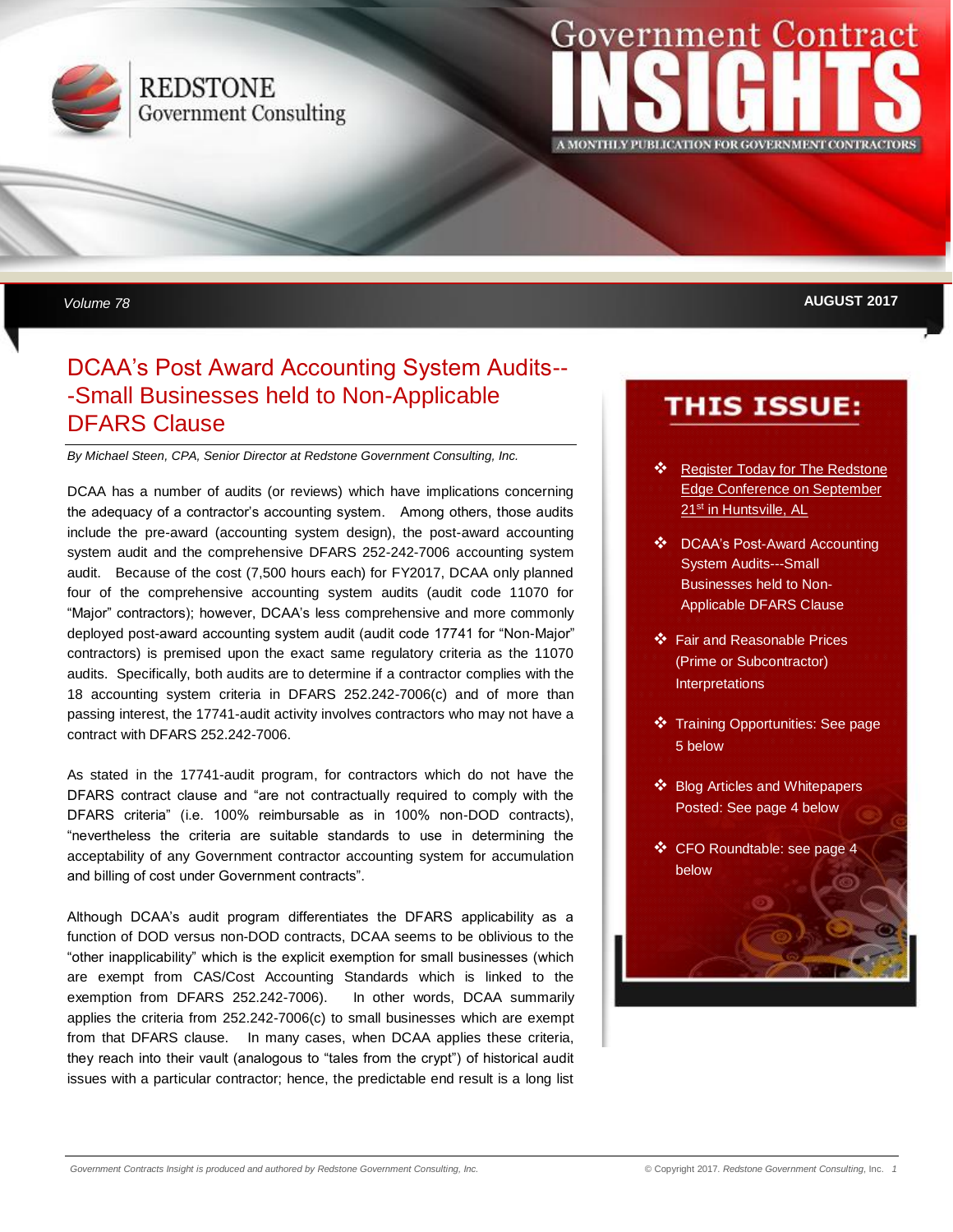REDSTONE Government Consulting

# Government Contract INSIGHTS

A MONTHLY PUBLICATION FOR GOVERNMENT CONTRACTORS

Volume 78 — AUGUST 2017

## DCAA's Post Award Accounting System Audits---Small Businesses held to Non-Applicable DFARS Clause

*By Michael Steen, CPA, Senior Director at Redstone Government Consulting, Inc.*

DCAA has a number of audits (or reviews) which have implications concerning the adequacy of a contractor's accounting system. Among others, those audits include the pre-award (accounting system design), the post-award accounting system audit and the comprehensive DFARS 252-242-7006 accounting system audit. Because of the cost (7,500 hours each) for FY2017, DCAA only planned four of the comprehensive accounting system audits (audit code 11070 for "Major" contractors); however, DCAA's less comprehensive and more commonly deployed post-award accounting system audit (audit code 17741 for "Non-Major" contractors) is premised upon the exact same regulatory criteria as the 11070 audits. Specifically, both audits are to determine if a contractor complies with the 18 accounting system criteria in DFARS 252.242-7006(c) and of more than passing interest, the 17741-audit activity involves contractors who may not have a contract with DFARS 252.242-7006.

As stated in the 17741-audit program, for contractors which do not have the DFARS contract clause and "are not contractually required to comply with the DFARS criteria" (i.e. 100% reimbursable as in 100% non-DOD contracts), "nevertheless the criteria are suitable standards to use in determining the acceptability of any Government contractor accounting system for accumulation and billing of cost under Government contracts".

Although DCAA's audit program differentiates the DFARS applicability as a function of DOD versus non-DOD contracts, DCAA seems to be oblivious to the "other inapplicability" which is the explicit exemption for small businesses (which are exempt from CAS/Cost Accounting Standards which is linked to the exemption from DFARS 252.242-7006). In other words, DCAA summarily applies the criteria from 252.242-7006(c) to small businesses which are exempt from that DFARS clause. In many cases, when DCAA applies these criteria, they reach into their vault (analogous to "tales from the crypt") of historical audit issues with a particular contractor; hence, the predictable end result is a long list

## THIS ISSUE:

- Register Today for The Redstone Edge Conference on September 21st in Huntsville, AL
- DCAA's Post-Award Accounting System Audits---Small Businesses held to Non-Applicable DFARS Clause
- Fair and Reasonable Prices (Prime or Subcontractor) Interpretations
- Training Opportunities: See page 5 below
- Blog Articles and Whitepapers Posted: See page 4 below
- CFO Roundtable: see page 4 below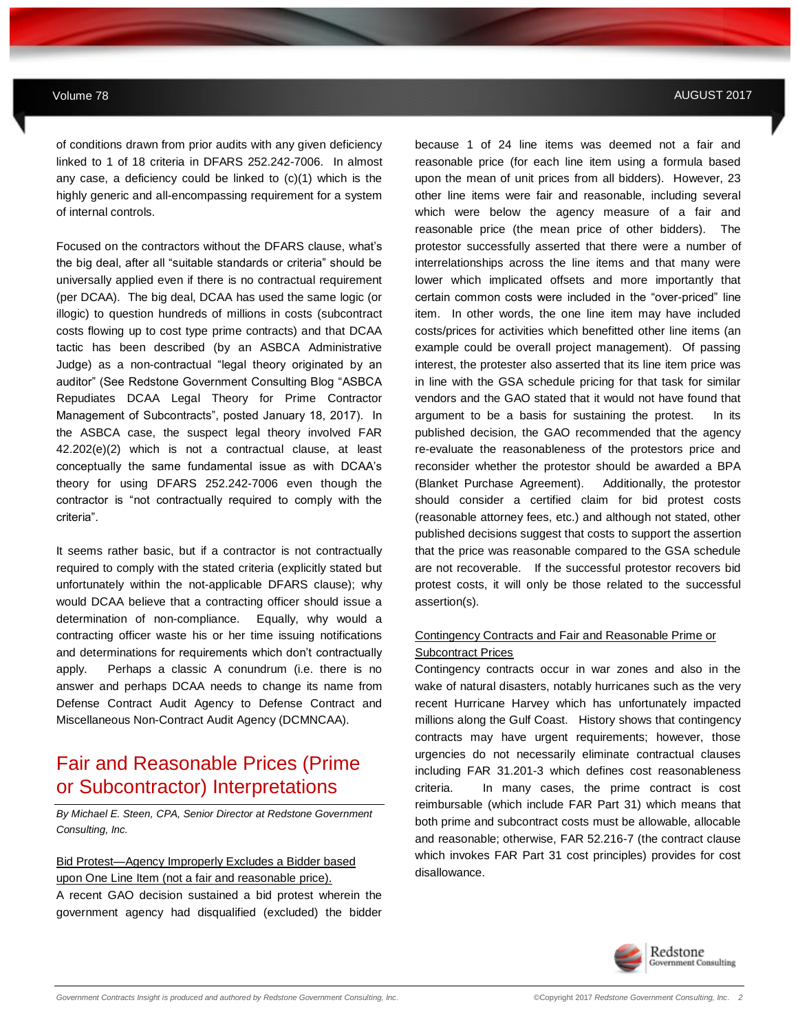of conditions drawn from prior audits with any given deficiency linked to 1 of 18 criteria in DFARS 252.242-7006. In almost any case, a deficiency could be linked to (c)(1) which is the highly generic and all-encompassing requirement for a system of internal controls.

Focused on the contractors without the DFARS clause, what's the big deal, after all "suitable standards or criteria" should be universally applied even if there is no contractual requirement (per DCAA). The big deal, DCAA has used the same logic (or illogic) to question hundreds of millions in costs (subcontract costs flowing up to cost type prime contracts) and that DCAA tactic has been described (by an ASBCA Administrative Judge) as a non-contractual "legal theory originated by an auditor" (See Redstone Government Consulting Blog "ASBCA Repudiates DCAA Legal Theory for Prime Contractor Management of Subcontracts", posted January 18, 2017). In the ASBCA case, the suspect legal theory involved FAR 42.202(e)(2) which is not a contractual clause, at least conceptually the same fundamental issue as with DCAA's theory for using DFARS 252.242-7006 even though the contractor is "not contractually required to comply with the criteria".

It seems rather basic, but if a contractor is not contractually required to comply with the stated criteria (explicitly stated but unfortunately within the not-applicable DFARS clause); why would DCAA believe that a contracting officer should issue a determination of non-compliance. Equally, why would a contracting officer waste his or her time issuing notifications and determinations for requirements which don't contractually apply. Perhaps a classic A conundrum (i.e. there is no answer and perhaps DCAA needs to change its name from Defense Contract Audit Agency to Defense Contract and Miscellaneous Non-Contract Audit Agency (DCMNCAA).

# Fair and Reasonable Prices (Prime or Subcontractor) Interpretations

*By Michael E. Steen, CPA, Senior Director at Redstone Government Consulting, Inc.*

Bid Protest—Agency Improperly Excludes a Bidder based upon One Line Item (not a fair and reasonable price).

A recent GAO decision sustained a bid protest wherein the government agency had disqualified (excluded) the bidder because 1 of 24 line items was deemed not a fair and reasonable price (for each line item using a formula based upon the mean of unit prices from all bidders). However, 23 other line items were fair and reasonable, including several which were below the agency measure of a fair and reasonable price (the mean price of other bidders). The protestor successfully asserted that there were a number of interrelationships across the line items and that many were lower which implicated offsets and more importantly that certain common costs were included in the "over-priced" line item. In other words, the one line item may have included costs/prices for activities which benefitted other line items (an example could be overall project management). Of passing interest, the protester also asserted that its line item price was in line with the GSA schedule pricing for that task for similar vendors and the GAO stated that it would not have found that argument to be a basis for sustaining the protest. In its published decision, the GAO recommended that the agency re-evaluate the reasonableness of the protestors price and reconsider whether the protestor should be awarded a BPA (Blanket Purchase Agreement). Additionally, the protestor should consider a certified claim for bid protest costs (reasonable attorney fees, etc.) and although not stated, other published decisions suggest that costs to support the assertion that the price was reasonable compared to the GSA schedule are not recoverable. If the successful protestor recovers bid protest costs, it will only be those related to the successful assertion(s).

Contingency Contracts and Fair and Reasonable Prime or Subcontract Prices

Contingency contracts occur in war zones and also in the wake of natural disasters, notably hurricanes such as the very recent Hurricane Harvey which has unfortunately impacted millions along the Gulf Coast. History shows that contingency contracts may have urgent requirements; however, those urgencies do not necessarily eliminate contractual clauses including FAR 31.201-3 which defines cost reasonableness criteria. In many cases, the prime contract is cost reimbursable (which include FAR Part 31) which means that both prime and subcontract costs must be allowable, allocable and reasonable; otherwise, FAR 52.216-7 (the contract clause which invokes FAR Part 31 cost principles) provides for cost disallowance.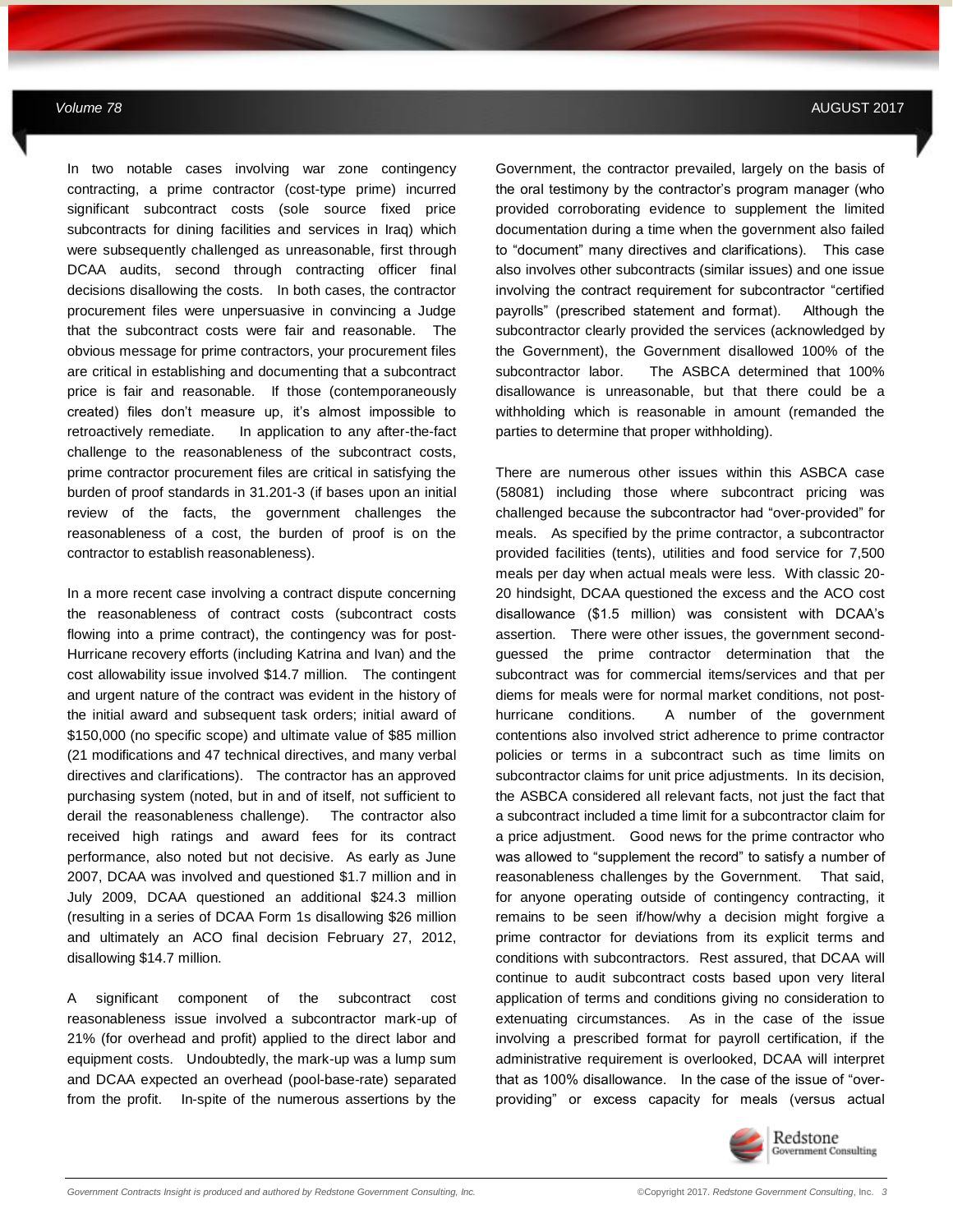In two notable cases involving war zone contingency contracting, a prime contractor (cost-type prime) incurred significant subcontract costs (sole source fixed price subcontracts for dining facilities and services in Iraq) which were subsequently challenged as unreasonable, first through DCAA audits, second through contracting officer final decisions disallowing the costs. In both cases, the contractor procurement files were unpersuasive in convincing a Judge that the subcontract costs were fair and reasonable. The obvious message for prime contractors, your procurement files are critical in establishing and documenting that a subcontract price is fair and reasonable. If those (contemporaneously created) files don't measure up, it's almost impossible to retroactively remediate. In application to any after-the-fact challenge to the reasonableness of the subcontract costs, prime contractor procurement files are critical in satisfying the burden of proof standards in 31.201-3 (if bases upon an initial review of the facts, the government challenges the reasonableness of a cost, the burden of proof is on the contractor to establish reasonableness).

In a more recent case involving a contract dispute concerning the reasonableness of contract costs (subcontract costs flowing into a prime contract), the contingency was for post-Hurricane recovery efforts (including Katrina and Ivan) and the cost allowability issue involved $14.7 million. The contingent and urgent nature of the contract was evident in the history of the initial award and subsequent task orders; initial award of $150,000 (no specific scope) and ultimate value of $85 million (21 modifications and 47 technical directives, and many verbal directives and clarifications). The contractor has an approved purchasing system (noted, but in and of itself, not sufficient to derail the reasonableness challenge). The contractor also received high ratings and award fees for its contract performance, also noted but not decisive. As early as June 2007, DCAA was involved and questioned $1.7 million and in July 2009, DCAA questioned an additional $24.3 million (resulting in a series of DCAA Form 1s disallowing $26 million and ultimately an ACO final decision February 27, 2012, disallowing $14.7 million.

A significant component of the subcontract cost reasonableness issue involved a subcontractor mark-up of 21% (for overhead and profit) applied to the direct labor and equipment costs. Undoubtedly, the mark-up was a lump sum and DCAA expected an overhead (pool-base-rate) separated from the profit. In-spite of the numerous assertions by the Government, the contractor prevailed, largely on the basis of the oral testimony by the contractor's program manager (who provided corroborating evidence to supplement the limited documentation during a time when the government also failed to "document" many directives and clarifications). This case also involves other subcontracts (similar issues) and one issue involving the contract requirement for subcontractor "certified payrolls" (prescribed statement and format). Although the subcontractor clearly provided the services (acknowledged by the Government), the Government disallowed 100% of the subcontractor labor. The ASBCA determined that 100% disallowance is unreasonable, but that there could be a withholding which is reasonable in amount (remanded the parties to determine that proper withholding).

There are numerous other issues within this ASBCA case (58081) including those where subcontract pricing was challenged because the subcontractor had "over-provided" for meals. As specified by the prime contractor, a subcontractor provided facilities (tents), utilities and food service for 7,500 meals per day when actual meals were less. With classic 20-20 hindsight, DCAA questioned the excess and the ACO cost disallowance ($1.5 million) was consistent with DCAA's assertion. There were other issues, the government second-guessed the prime contractor determination that the subcontract was for commercial items/services and that per diems for meals were for normal market conditions, not post-hurricane conditions. A number of the government contentions also involved strict adherence to prime contractor policies or terms in a subcontract such as time limits on subcontractor claims for unit price adjustments. In its decision, the ASBCA considered all relevant facts, not just the fact that a subcontract included a time limit for a subcontractor claim for a price adjustment. Good news for the prime contractor who was allowed to "supplement the record" to satisfy a number of reasonableness challenges by the Government. That said, for anyone operating outside of contingency contracting, it remains to be seen if/how/why a decision might forgive a prime contractor for deviations from its explicit terms and conditions with subcontractors. Rest assured, that DCAA will continue to audit subcontract costs based upon very literal application of terms and conditions giving no consideration to extenuating circumstances. As in the case of the issue involving a prescribed format for payroll certification, if the administrative requirement is overlooked, DCAA will interpret that as 100% disallowance. In the case of the issue of "over-providing" or excess capacity for meals (versus actual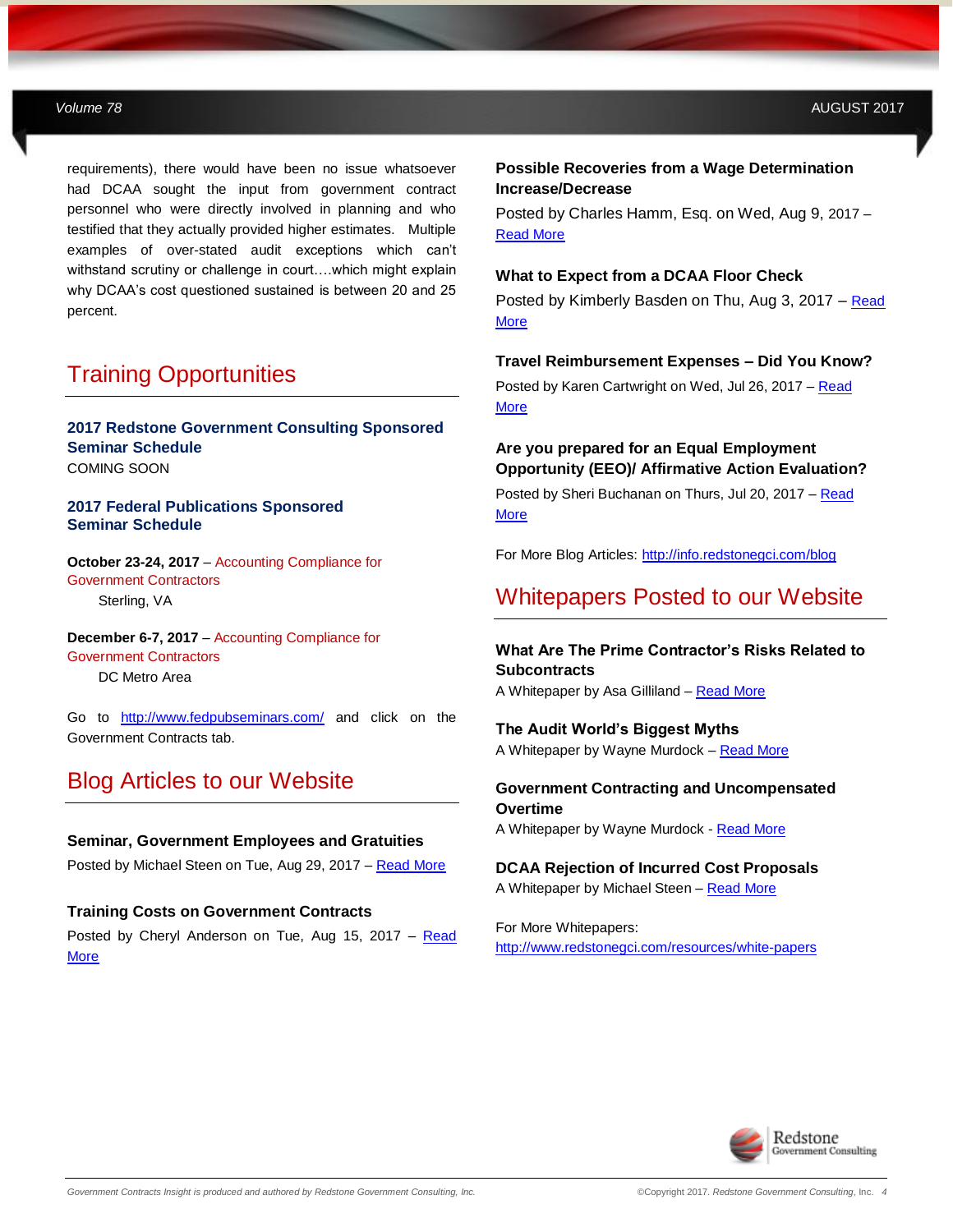requirements), there would have been no issue whatsoever had DCAA sought the input from government contract personnel who were directly involved in planning and who testified that they actually provided higher estimates. Multiple examples of over-stated audit exceptions which can't withstand scrutiny or challenge in court….which might explain why DCAA's cost questioned sustained is between 20 and 25 percent.

## Training Opportunities

### 2017 Redstone Government Consulting Sponsored Seminar Schedule

COMING SOON

### 2017 Federal Publications Sponsored Seminar Schedule

**October 23-24, 2017** – Accounting Compliance for Government Contractors
Sterling, VA

**December 6-7, 2017** – Accounting Compliance for Government Contractors
DC Metro Area

Go to http://www.fedpubseminars.com/ and click on the Government Contracts tab.

## Blog Articles to our Website

**Seminar, Government Employees and Gratuities**
Posted by Michael Steen on Tue, Aug 29, 2017 – Read More

**Training Costs on Government Contracts**
Posted by Cheryl Anderson on Tue, Aug 15, 2017 – Read More

**Possible Recoveries from a Wage Determination Increase/Decrease**
Posted by Charles Hamm, Esq. on Wed, Aug 9, 2017 – Read More

**What to Expect from a DCAA Floor Check**
Posted by Kimberly Basden on Thu, Aug 3, 2017 – Read More

**Travel Reimbursement Expenses – Did You Know?**
Posted by Karen Cartwright on Wed, Jul 26, 2017 – Read More

**Are you prepared for an Equal Employment Opportunity (EEO)/ Affirmative Action Evaluation?**
Posted by Sheri Buchanan on Thurs, Jul 20, 2017 – Read More

For More Blog Articles: http://info.redstonegci.com/blog

## Whitepapers Posted to our Website

**What Are The Prime Contractor's Risks Related to Subcontracts**
A Whitepaper by Asa Gilliland – Read More

**The Audit World's Biggest Myths**
A Whitepaper by Wayne Murdock – Read More

**Government Contracting and Uncompensated Overtime**
A Whitepaper by Wayne Murdock - Read More

**DCAA Rejection of Incurred Cost Proposals**
A Whitepaper by Michael Steen – Read More

For More Whitepapers:
http://www.redstonegci.com/resources/white-papers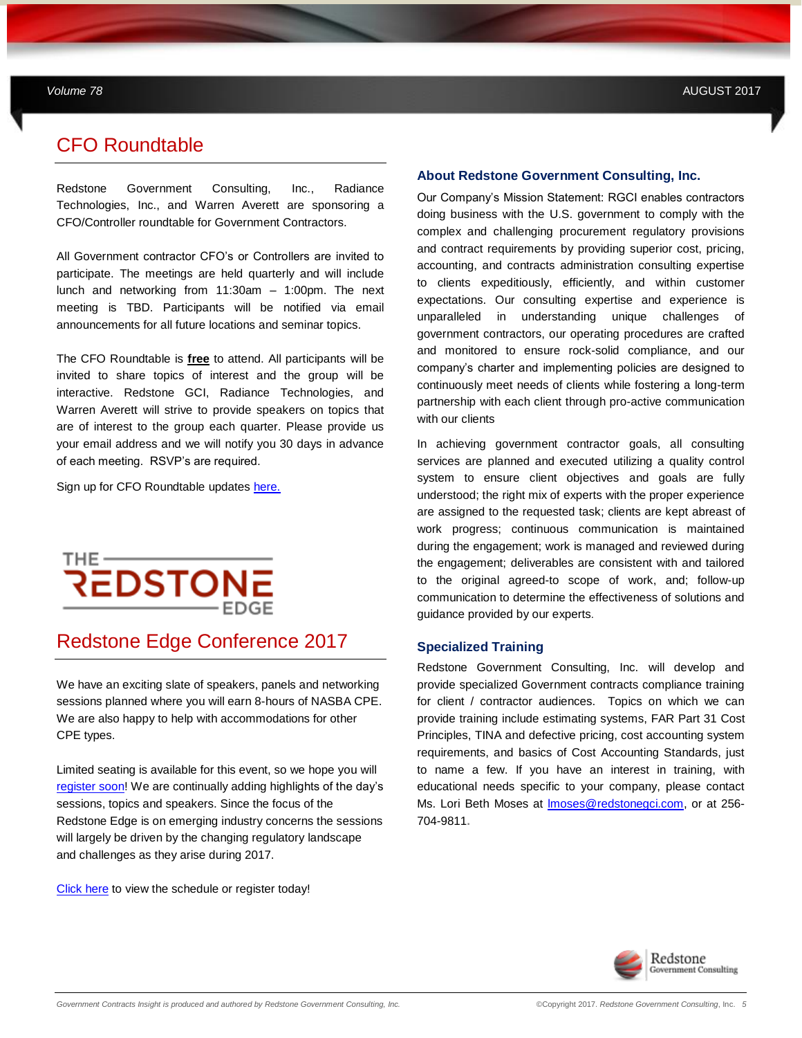# CFO Roundtable

Redstone Government Consulting, Inc., Radiance Technologies, Inc., and Warren Averett are sponsoring a CFO/Controller roundtable for Government Contractors.

All Government contractor CFO's or Controllers are invited to participate. The meetings are held quarterly and will include lunch and networking from 11:30am – 1:00pm. The next meeting is TBD. Participants will be notified via email announcements for all future locations and seminar topics.

The CFO Roundtable is **free** to attend. All participants will be invited to share topics of interest and the group will be interactive. Redstone GCI, Radiance Technologies, and Warren Averett will strive to provide speakers on topics that are of interest to the group each quarter. Please provide us your email address and we will notify you 30 days in advance of each meeting. RSVP's are required.

Sign up for CFO Roundtable updates here.

THE REDSTONE EDGE

# Redstone Edge Conference 2017

We have an exciting slate of speakers, panels and networking sessions planned where you will earn 8-hours of NASBA CPE. We are also happy to help with accommodations for other CPE types.

Limited seating is available for this event, so we hope you will register soon! We are continually adding highlights of the day's sessions, topics and speakers. Since the focus of the Redstone Edge is on emerging industry concerns the sessions will largely be driven by the changing regulatory landscape and challenges as they arise during 2017.

Click here to view the schedule or register today!

### About Redstone Government Consulting, Inc.

Our Company's Mission Statement: RGCI enables contractors doing business with the U.S. government to comply with the complex and challenging procurement regulatory provisions and contract requirements by providing superior cost, pricing, accounting, and contracts administration consulting expertise to clients expeditiously, efficiently, and within customer expectations. Our consulting expertise and experience is unparalleled in understanding unique challenges of government contractors, our operating procedures are crafted and monitored to ensure rock-solid compliance, and our company's charter and implementing policies are designed to continuously meet needs of clients while fostering a long-term partnership with each client through pro-active communication with our clients

In achieving government contractor goals, all consulting services are planned and executed utilizing a quality control system to ensure client objectives and goals are fully understood; the right mix of experts with the proper experience are assigned to the requested task; clients are kept abreast of work progress; continuous communication is maintained during the engagement; work is managed and reviewed during the engagement; deliverables are consistent with and tailored to the original agreed-to scope of work, and; follow-up communication to determine the effectiveness of solutions and guidance provided by our experts.

### Specialized Training

Redstone Government Consulting, Inc. will develop and provide specialized Government contracts compliance training for client / contractor audiences. Topics on which we can provide training include estimating systems, FAR Part 31 Cost Principles, TINA and defective pricing, cost accounting system requirements, and basics of Cost Accounting Standards, just to name a few. If you have an interest in training, with educational needs specific to your company, please contact Ms. Lori Beth Moses at lmoses@redstonegci.com, or at 256-704-9811.

Redstone Government Consulting